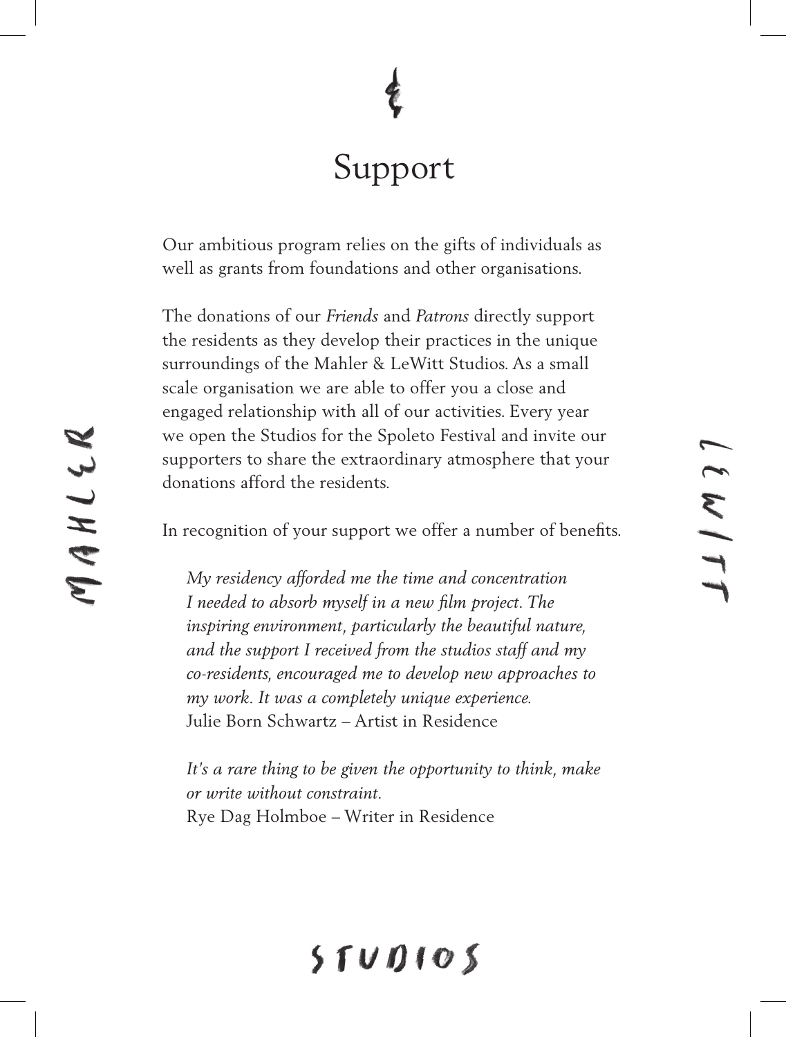# Support

Our ambitious program relies on the gifts of individuals as well as grants from foundations and other organisations.

The donations of our *Friends* and *Patrons* directly support the residents as they develop their practices in the unique surroundings of the Mahler & LeWitt Studios. As a small scale organisation we are able to offer you a close and engaged relationship with all of our activities. Every year we open the Studios for the Spoleto Festival and invite our supporters to share the extraordinary atmosphere that your donations afford the residents.

In recognition of your support we offer a number of benefits.

> *My residency afforded me the time and concentration I needed to absorb myself in a new film project. The inspiring environment, particularly the beautiful nature, and the support I received from the studios staff and my co-residents, encouraged me to develop new approaches to my work. It was a completely unique experience.*
> Julie Born Schwartz – Artist in Residence

> *It's a rare thing to be given the opportunity to think, make or write without constraint.*
> Rye Dag Holmboe – Writer in Residence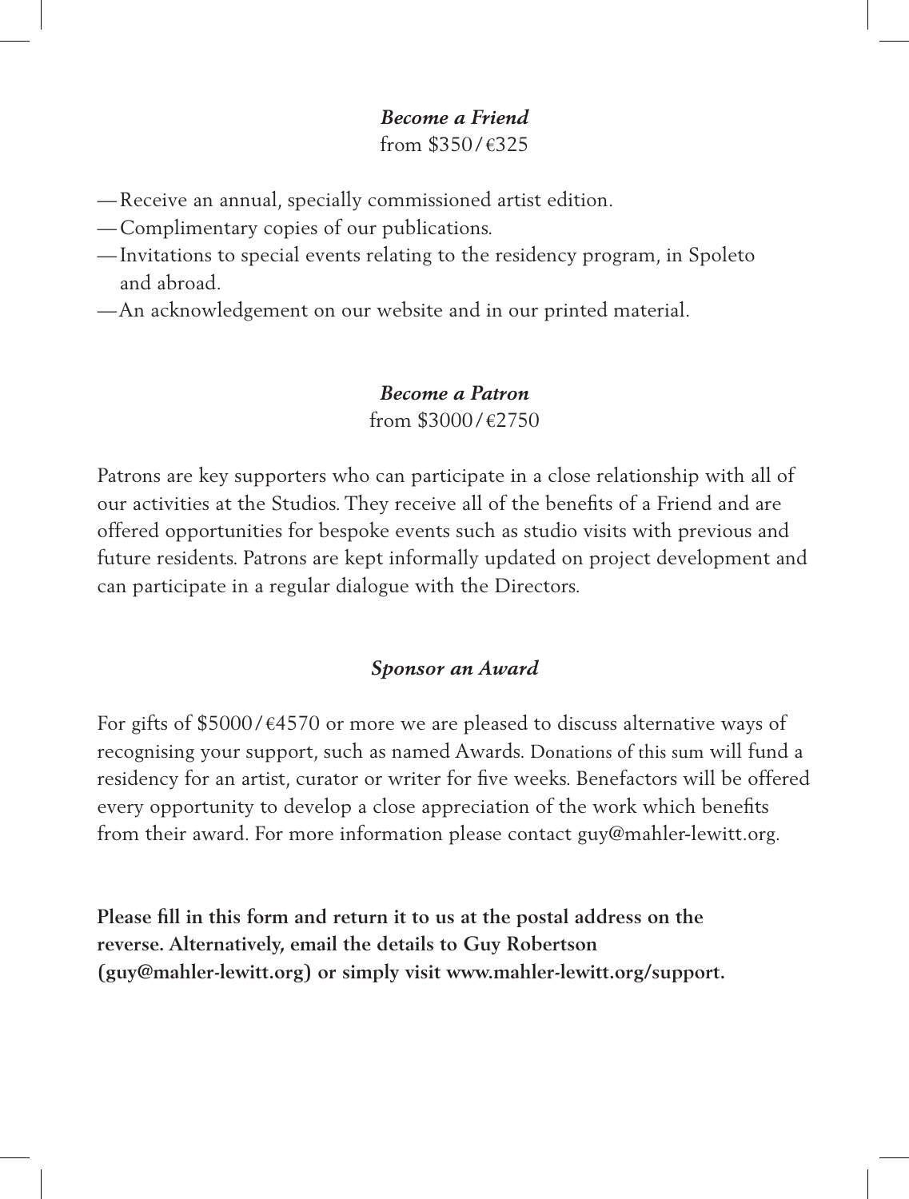***Become a Friend***
from $350/€325

—Receive an annual, specially commissioned artist edition.
—Complimentary copies of our publications.
—Invitations to special events relating to the residency program, in Spoleto and abroad.
—An acknowledgement on our website and in our printed material.

***Become a Patron***
from $3000/€2750

Patrons are key supporters who can participate in a close relationship with all of our activities at the Studios. They receive all of the benefits of a Friend and are offered opportunities for bespoke events such as studio visits with previous and future residents. Patrons are kept informally updated on project development and can participate in a regular dialogue with the Directors.

***Sponsor an Award***

For gifts of $5000/€4570 or more we are pleased to discuss alternative ways of recognising your support, such as named Awards. Donations of this sum will fund a residency for an artist, curator or writer for five weeks. Benefactors will be offered every opportunity to develop a close appreciation of the work which benefits from their award. For more information please contact guy@mahler-lewitt.org.

**Please fill in this form and return it to us at the postal address on the reverse. Alternatively, email the details to Guy Robertson (guy@mahler-lewitt.org) or simply visit www.mahler-lewitt.org/support.**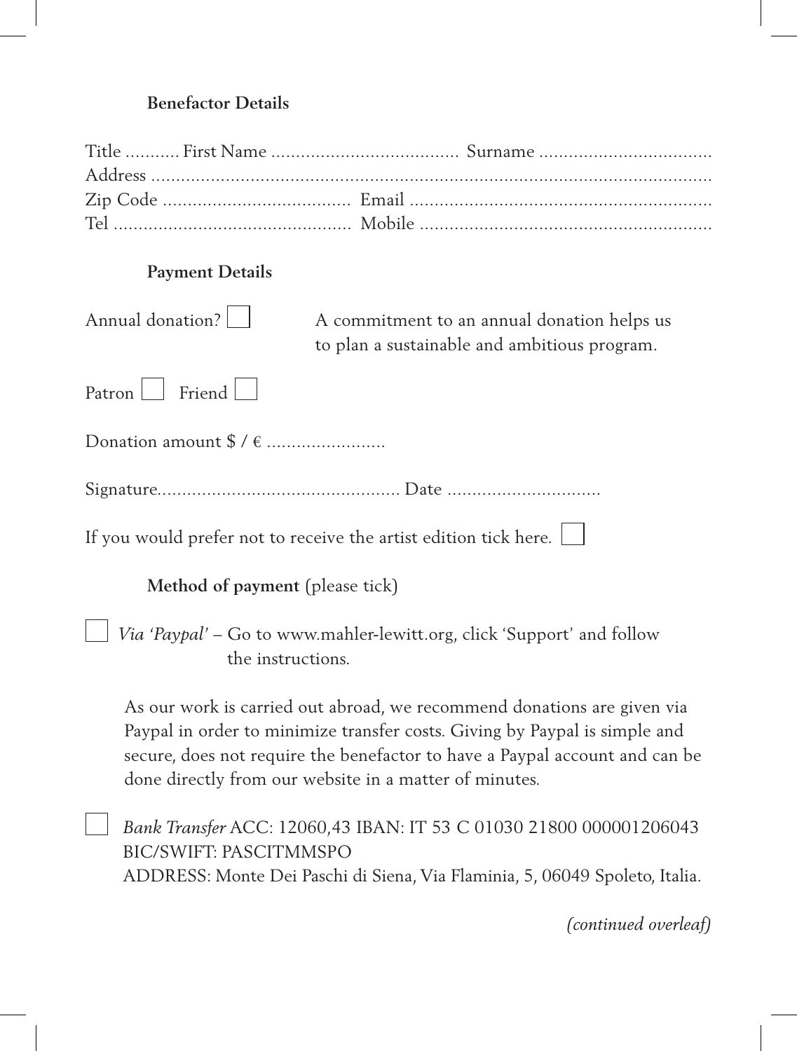## Benefactor Details

Title ........... First Name ..................................... Surname ..................................
Address ..................................................................................................................
Zip Code ..................................... Email ............................................................
Tel ............................................... Mobile ..........................................................

## Payment Details

Annual donation? ☐ A commitment to an annual donation helps us to plan a sustainable and ambitious program.

Patron ☐ Friend ☐

Donation amount $ / € ........................

Signature................................................. Date ...............................

If you would prefer not to receive the artist edition tick here. ☐

## Method of payment (please tick)

☐ *Via 'Paypal'* – Go to www.mahler-lewitt.org, click 'Support' and follow the instructions.

As our work is carried out abroad, we recommend donations are given via Paypal in order to minimize transfer costs. Giving by Paypal is simple and secure, does not require the benefactor to have a Paypal account and can be done directly from our website in a matter of minutes.

☐ *Bank Transfer* ACC: 12060,43 IBAN: IT 53 C 01030 21800 000001206043
BIC/SWIFT: PASCITMMSPO
ADDRESS: Monte Dei Paschi di Siena, Via Flaminia, 5, 06049 Spoleto, Italia.

*(continued overleaf)*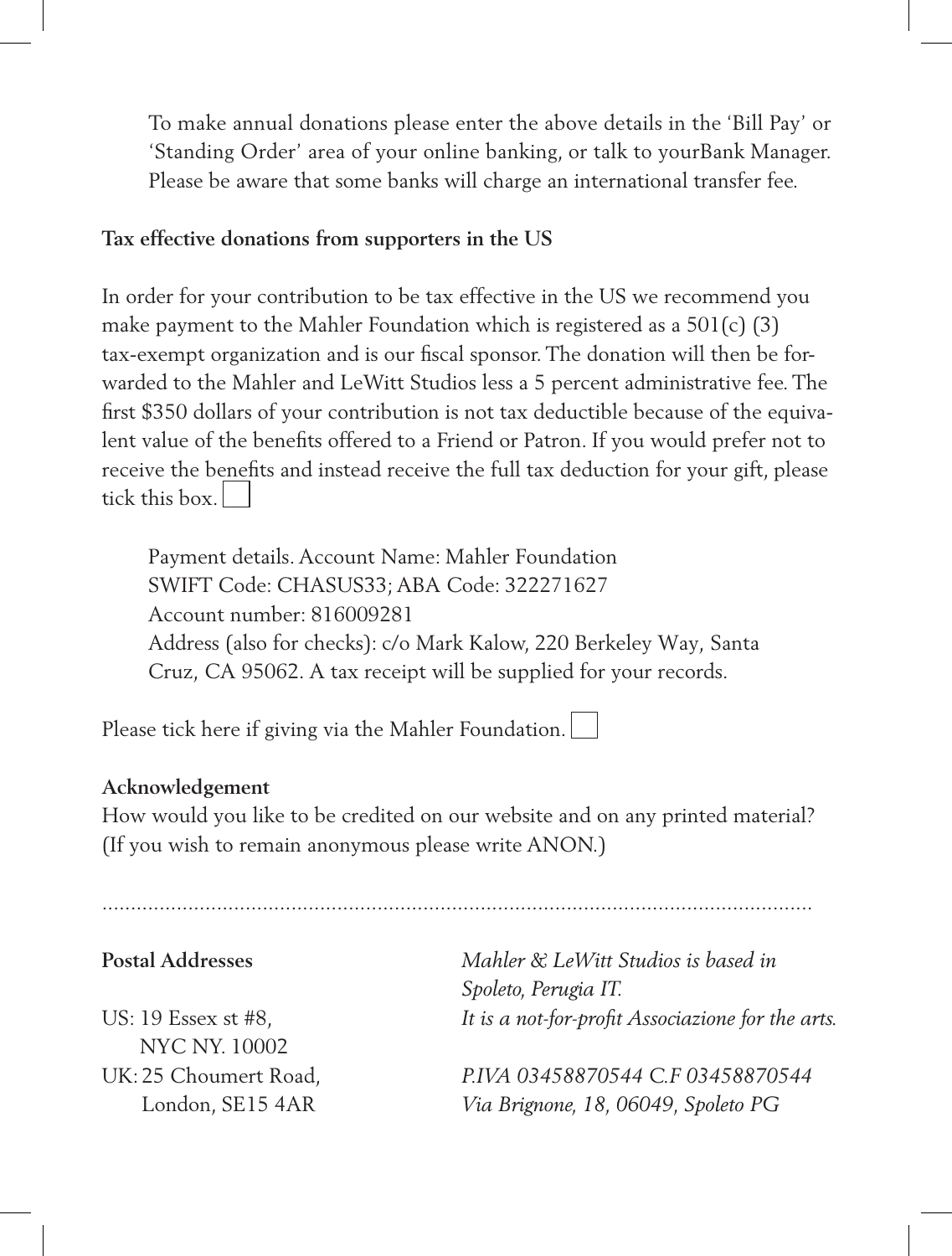To make annual donations please enter the above details in the 'Bill Pay' or 'Standing Order' area of your online banking, or talk to yourBank Manager. Please be aware that some banks will charge an international transfer fee.

**Tax effective donations from supporters in the US**

In order for your contribution to be tax effective in the US we recommend you make payment to the Mahler Foundation which is registered as a 501(c) (3) tax-exempt organization and is our fiscal sponsor. The donation will then be forwarded to the Mahler and LeWitt Studios less a 5 percent administrative fee. The first $350 dollars of your contribution is not tax deductible because of the equivalent value of the benefits offered to a Friend or Patron. If you would prefer not to receive the benefits and instead receive the full tax deduction for your gift, please tick this box. ☐

Payment details. Account Name: Mahler Foundation
SWIFT Code: CHASUS33; ABA Code: 322271627
Account number: 816009281
Address (also for checks): c/o Mark Kalow, 220 Berkeley Way, Santa Cruz, CA 95062. A tax receipt will be supplied for your records.

Please tick here if giving via the Mahler Foundation. ☐

**Acknowledgement**
How would you like to be credited on our website and on any printed material? (If you wish to remain anonymous please write ANON.)

..............................................................................................................................

**Postal Addresses**

US: 19 Essex st #8,
NYC NY. 10002
UK: 25 Choumert Road,
London, SE15 4AR

*Mahler & LeWitt Studios is based in Spoleto, Perugia IT.*
*It is a not-for-profit Associazione for the arts.*

*P.IVA 03458870544 C.F 03458870544*
*Via Brignone, 18, 06049, Spoleto PG*